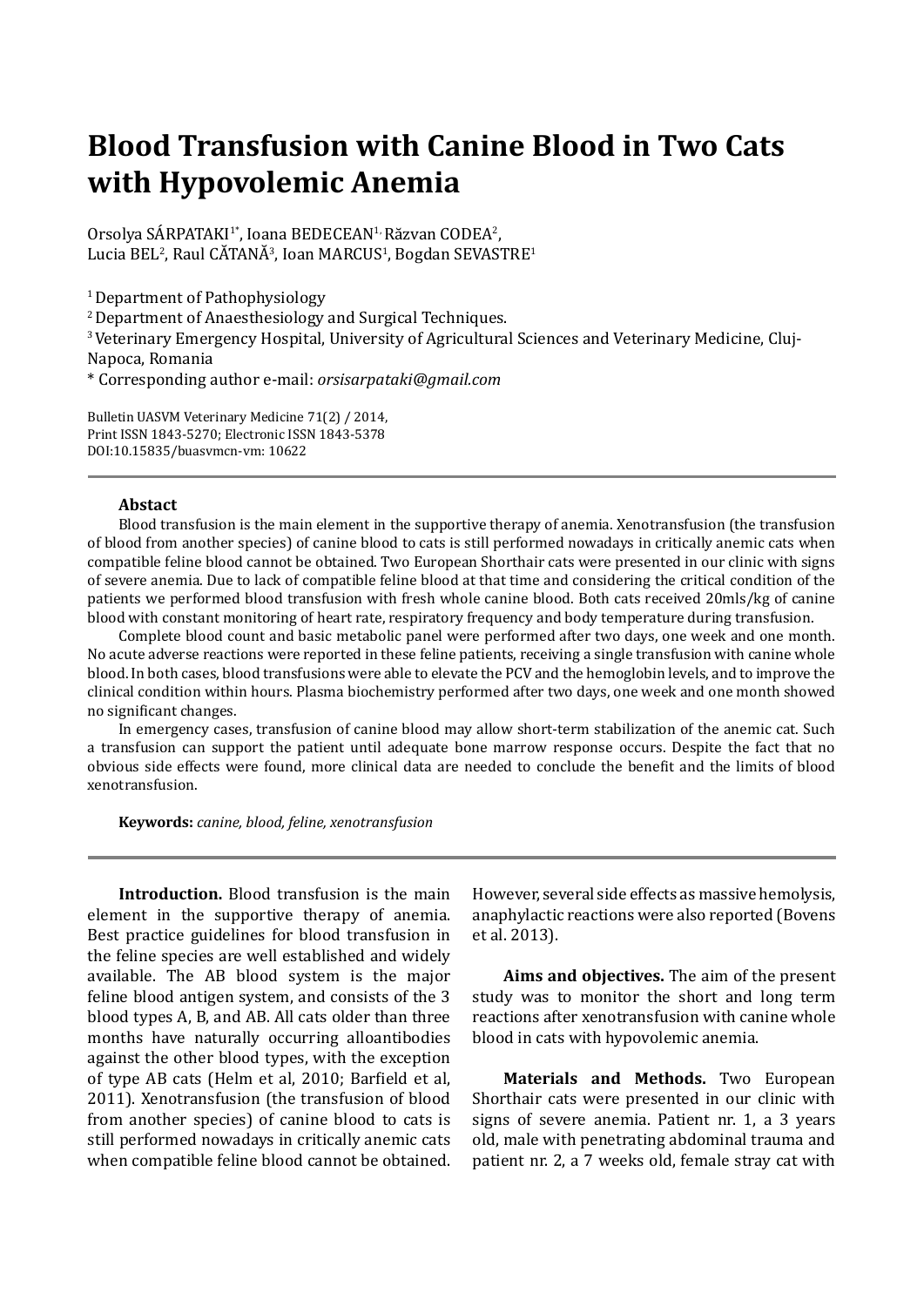# Blood Transfusion with Canine Blood in Two Cats with Hypovolemic Anemia

Orsolya SÁRPATAKI[1*], Ioana BEDECEAN[1], Răzvan CODEA[2], Lucia BEL[2], Raul CĂTANĂ[3], Ioan MARCUS[1], Bogdan SEVASTRE[1]

[1] Department of Pathophysiology

[2] Department of Anaesthesiology and Surgical Techniques.

[3] Veterinary Emergency Hospital, University of Agricultural Sciences and Veterinary Medicine, Cluj-Napoca, Romania

\* Corresponding author e-mail: *orsisarpataki@gmail.com*

Bulletin UASVM Veterinary Medicine 71(2) / 2014,
Print ISSN 1843-5270; Electronic ISSN 1843-5378
DOI:10.15835/buasvmcn-vm: 10622

**Abstact**

Blood transfusion is the main element in the supportive therapy of anemia. Xenotransfusion (the transfusion of blood from another species) of canine blood to cats is still performed nowadays in critically anemic cats when compatible feline blood cannot be obtained. Two European Shorthair cats were presented in our clinic with signs of severe anemia. Due to lack of compatible feline blood at that time and considering the critical condition of the patients we performed blood transfusion with fresh whole canine blood. Both cats received 20mls/kg of canine blood with constant monitoring of heart rate, respiratory frequency and body temperature during transfusion.

Complete blood count and basic metabolic panel were performed after two days, one week and one month. No acute adverse reactions were reported in these feline patients, receiving a single transfusion with canine whole blood. In both cases, blood transfusions were able to elevate the PCV and the hemoglobin levels, and to improve the clinical condition within hours. Plasma biochemistry performed after two days, one week and one month showed no significant changes.

In emergency cases, transfusion of canine blood may allow short-term stabilization of the anemic cat. Such a transfusion can support the patient until adequate bone marrow response occurs. Despite the fact that no obvious side effects were found, more clinical data are needed to conclude the benefit and the limits of blood xenotransfusion.

**Keywords:** *canine, blood, feline, xenotransfusion*

**Introduction.** Blood transfusion is the main element in the supportive therapy of anemia. Best practice guidelines for blood transfusion in the feline species are well established and widely available. The AB blood system is the major feline blood antigen system, and consists of the 3 blood types A, B, and AB. All cats older than three months have naturally occurring alloantibodies against the other blood types, with the exception of type AB cats (Helm et al, 2010; Barfield et al, 2011). Xenotransfusion (the transfusion of blood from another species) of canine blood to cats is still performed nowadays in critically anemic cats when compatible feline blood cannot be obtained. However, several side effects as massive hemolysis, anaphylactic reactions were also reported (Bovens et al. 2013).

**Aims and objectives.** The aim of the present study was to monitor the short and long term reactions after xenotransfusion with canine whole blood in cats with hypovolemic anemia.

**Materials and Methods.** Two European Shorthair cats were presented in our clinic with signs of severe anemia. Patient nr. 1, a 3 years old, male with penetrating abdominal trauma and patient nr. 2, a 7 weeks old, female stray cat with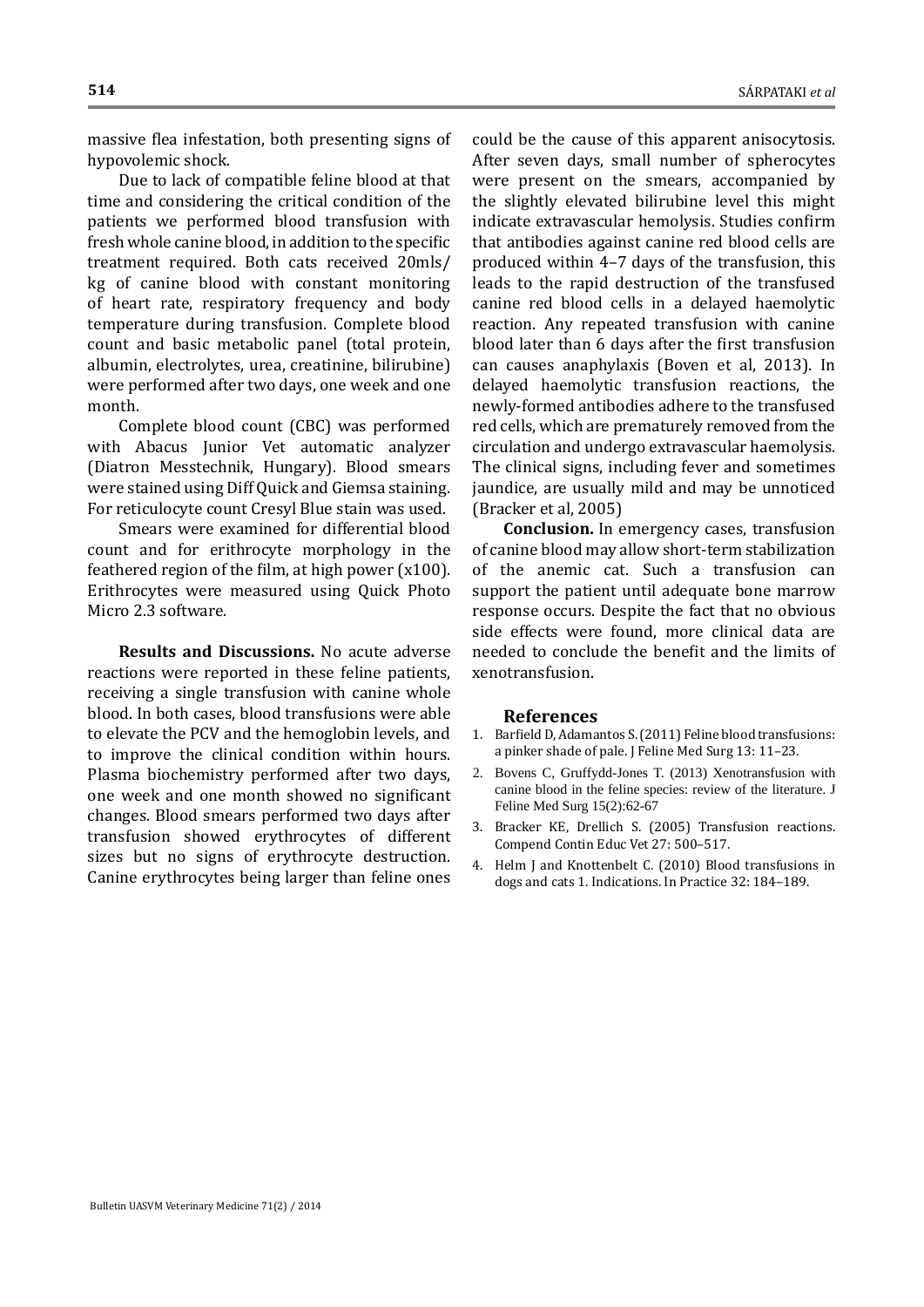massive flea infestation, both presenting signs of hypovolemic shock.

Due to lack of compatible feline blood at that time and considering the critical condition of the patients we performed blood transfusion with fresh whole canine blood, in addition to the specific treatment required. Both cats received 20mls/kg of canine blood with constant monitoring of heart rate, respiratory frequency and body temperature during transfusion. Complete blood count and basic metabolic panel (total protein, albumin, electrolytes, urea, creatinine, bilirubine) were performed after two days, one week and one month.

Complete blood count (CBC) was performed with Abacus Junior Vet automatic analyzer (Diatron Messtechnik, Hungary). Blood smears were stained using Diff Quick and Giemsa staining. For reticulocyte count Cresyl Blue stain was used.

Smears were examined for differential blood count and for erithrocyte morphology in the feathered region of the film, at high power (x100). Erithrocytes were measured using Quick Photo Micro 2.3 software.

**Results and Discussions.** No acute adverse reactions were reported in these feline patients, receiving a single transfusion with canine whole blood. In both cases, blood transfusions were able to elevate the PCV and the hemoglobin levels, and to improve the clinical condition within hours. Plasma biochemistry performed after two days, one week and one month showed no significant changes. Blood smears performed two days after transfusion showed erythrocytes of different sizes but no signs of erythrocyte destruction. Canine erythrocytes being larger than feline ones could be the cause of this apparent anisocytosis. After seven days, small number of spherocytes were present on the smears, accompanied by the slightly elevated bilirubine level this might indicate extravascular hemolysis. Studies confirm that antibodies against canine red blood cells are produced within 4–7 days of the transfusion, this leads to the rapid destruction of the transfused canine red blood cells in a delayed haemolytic reaction. Any repeated transfusion with canine blood later than 6 days after the first transfusion can causes anaphylaxis (Boven et al, 2013). In delayed haemolytic transfusion reactions, the newly-formed antibodies adhere to the transfused red cells, which are prematurely removed from the circulation and undergo extravascular haemolysis. The clinical signs, including fever and sometimes jaundice, are usually mild and may be unnoticed (Bracker et al, 2005)

**Conclusion.** In emergency cases, transfusion of canine blood may allow short-term stabilization of the anemic cat. Such a transfusion can support the patient until adequate bone marrow response occurs. Despite the fact that no obvious side effects were found, more clinical data are needed to conclude the benefit and the limits of xenotransfusion.

## References

1. Barfield D, Adamantos S. (2011) Feline blood transfusions: a pinker shade of pale. J Feline Med Surg 13: 11–23.
2. Bovens C, Gruffydd-Jones T. (2013) Xenotransfusion with canine blood in the feline species: review of the literature. J Feline Med Surg 15(2):62-67
3. Bracker KE, Drellich S. (2005) Transfusion reactions. Compend Contin Educ Vet 27: 500–517.
4. Helm J and Knottenbelt C. (2010) Blood transfusions in dogs and cats 1. Indications. In Practice 32: 184–189.